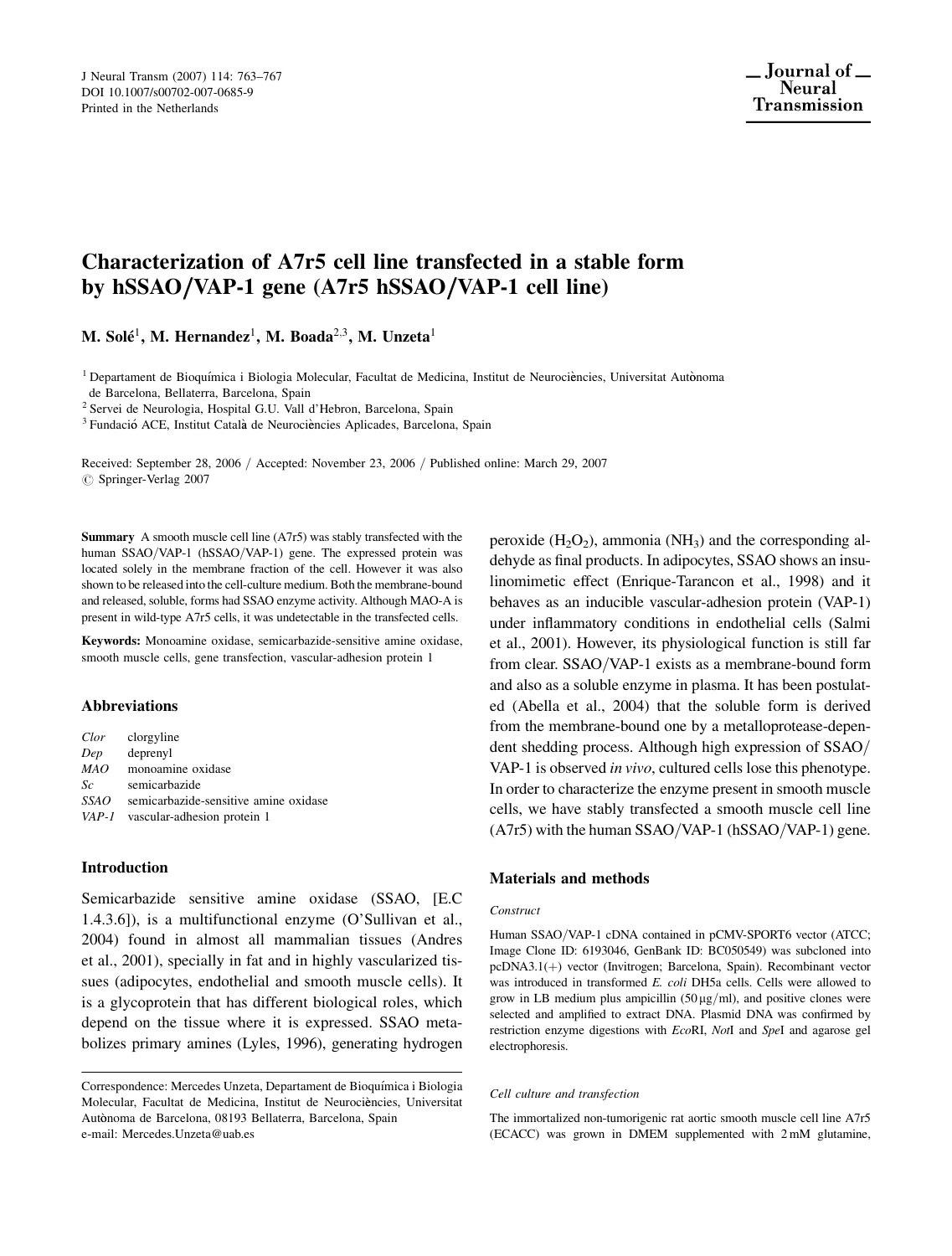J Neural Transm (2007) 114: 763–767
DOI 10.1007/s00702-007-0685-9
Printed in the Netherlands

# Characterization of A7r5 cell line transfected in a stable form by hSSAO/VAP-1 gene (A7r5 hSSAO/VAP-1 cell line)

**M. Solé[1], M. Hernandez[1], M. Boada[2,3], M. Unzeta[1]**

[1] Departament de Bioquímica i Biologia Molecular, Facultat de Medicina, Institut de Neurociències, Universitat Autònoma de Barcelona, Bellaterra, Barcelona, Spain
[2] Servei de Neurologia, Hospital G.U. Vall d'Hebron, Barcelona, Spain
[3] Fundació ACE, Institut Català de Neurociències Aplicades, Barcelona, Spain

Received: September 28, 2006 / Accepted: November 23, 2006 / Published online: March 29, 2007
© Springer-Verlag 2007

**Summary** A smooth muscle cell line (A7r5) was stably transfected with the human SSAO/VAP-1 (hSSAO/VAP-1) gene. The expressed protein was located solely in the membrane fraction of the cell. However it was also shown to be released into the cell-culture medium. Both the membrane-bound and released, soluble, forms had SSAO enzyme activity. Although MAO-A is present in wild-type A7r5 cells, it was undetectable in the transfected cells.

**Keywords:** Monoamine oxidase, semicarbazide-sensitive amine oxidase, smooth muscle cells, gene transfection, vascular-adhesion protein 1

## Abbreviations

| | |
|---|---|
| *Clor* | clorgyline |
| *Dep* | deprenyl |
| *MAO* | monoamine oxidase |
| *Sc* | semicarbazide |
| *SSAO* | semicarbazide-sensitive amine oxidase |
| *VAP-1* | vascular-adhesion protein 1 |

## Introduction

Semicarbazide sensitive amine oxidase (SSAO, [E.C 1.4.3.6]), is a multifunctional enzyme (O'Sullivan et al., 2004) found in almost all mammalian tissues (Andres et al., 2001), specially in fat and in highly vascularized tissues (adipocytes, endothelial and smooth muscle cells). It is a glycoprotein that has different biological roles, which depend on the tissue where it is expressed. SSAO metabolizes primary amines (Lyles, 1996), generating hydrogen peroxide ($H_2O_2$), ammonia ($NH_3$) and the corresponding aldehyde as final products. In adipocytes, SSAO shows an insulinomimetic effect (Enrique-Tarancon et al., 1998) and it behaves as an inducible vascular-adhesion protein (VAP-1) under inflammatory conditions in endothelial cells (Salmi et al., 2001). However, its physiological function is still far from clear. SSAO/VAP-1 exists as a membrane-bound form and also as a soluble enzyme in plasma. It has been postulated (Abella et al., 2004) that the soluble form is derived from the membrane-bound one by a metalloprotease-dependent shedding process. Although high expression of SSAO/VAP-1 is observed *in vivo*, cultured cells lose this phenotype. In order to characterize the enzyme present in smooth muscle cells, we have stably transfected a smooth muscle cell line (A7r5) with the human SSAO/VAP-1 (hSSAO/VAP-1) gene.

Correspondence: Mercedes Unzeta, Departament de Bioquímica i Biologia Molecular, Facultat de Medicina, Institut de Neurociències, Universitat Autònoma de Barcelona, 08193 Bellaterra, Barcelona, Spain
e-mail: Mercedes.Unzeta@uab.es

## Materials and methods

### Construct

Human SSAO/VAP-1 cDNA contained in pCMV-SPORT6 vector (ATCC; Image Clone ID: 6193046, GenBank ID: BC050549) was subcloned into pcDNA3.1(+) vector (Invitrogen; Barcelona, Spain). Recombinant vector was introduced in transformed *E. coli* DH5a cells. Cells were allowed to grow in LB medium plus ampicillin (50 μg/ml), and positive clones were selected and amplified to extract DNA. Plasmid DNA was confirmed by restriction enzyme digestions with *Eco*RI, *Not*I and *Spe*I and agarose gel electrophoresis.

### Cell culture and transfection

The immortalized non-tumorigenic rat aortic smooth muscle cell line A7r5 (ECACC) was grown in DMEM supplemented with 2 mM glutamine,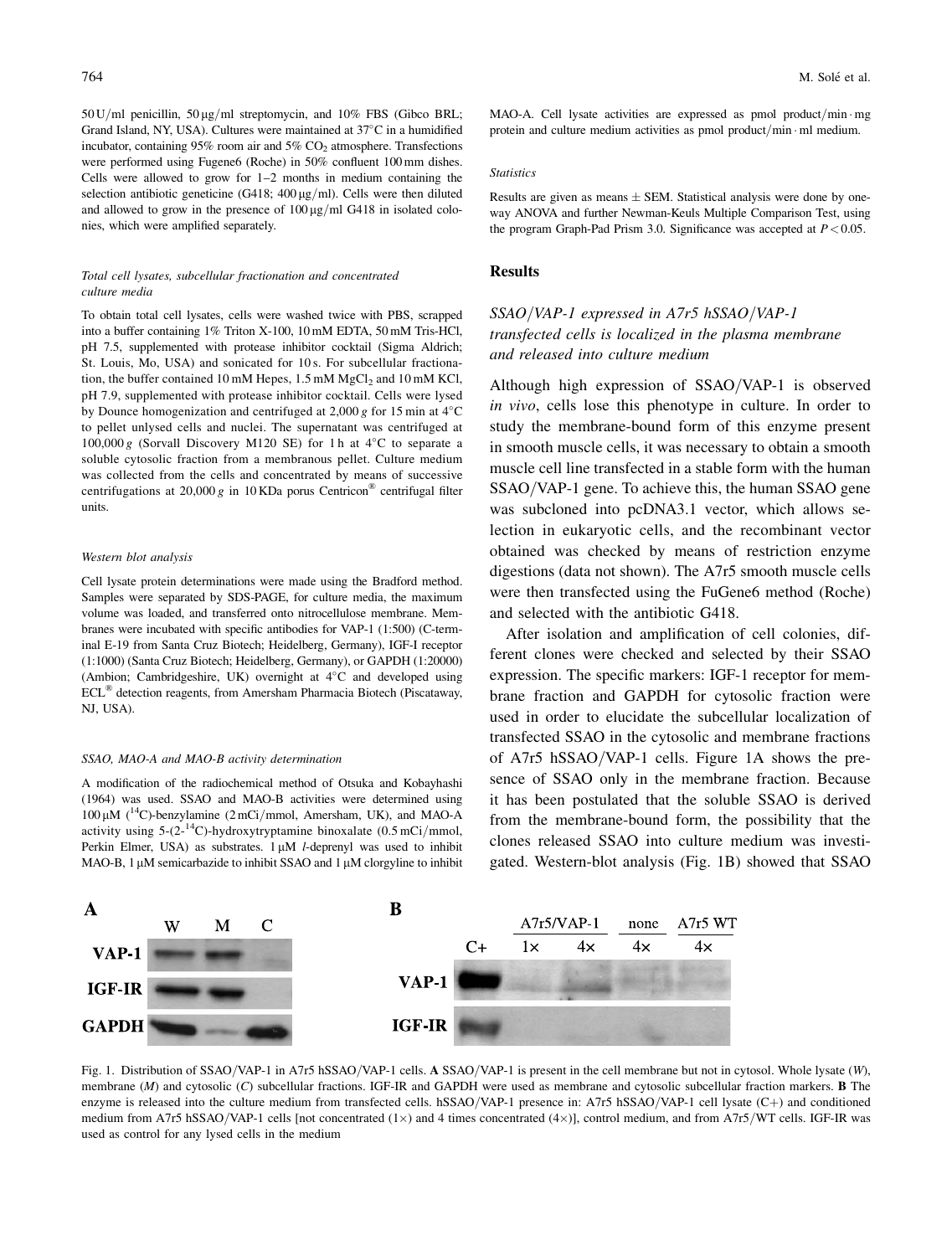50 U/ml penicillin, 50 μg/ml streptomycin, and 10% FBS (Gibco BRL; Grand Island, NY, USA). Cultures were maintained at 37°C in a humidified incubator, containing 95% room air and 5% $CO_2$ atmosphere. Transfections were performed using Fugene6 (Roche) in 50% confluent 100 mm dishes. Cells were allowed to grow for 1–2 months in medium containing the selection antibiotic geneticine (G418; 400 μg/ml). Cells were then diluted and allowed to grow in the presence of 100 μg/ml G418 in isolated colonies, which were amplified separately.

#### *Total cell lysates, subcellular fractionation and concentrated culture media*

To obtain total cell lysates, cells were washed twice with PBS, scrapped into a buffer containing 1% Triton X-100, 10 mM EDTA, 50 mM Tris-HCl, pH 7.5, supplemented with protease inhibitor cocktail (Sigma Aldrich; St. Louis, Mo, USA) and sonicated for 10 s. For subcellular fractionation, the buffer contained 10 mM Hepes, 1.5 mM $MgCl_2$ and 10 mM KCl, pH 7.9, supplemented with protease inhibitor cocktail. Cells were lysed by Dounce homogenization and centrifuged at 2,000 *g* for 15 min at 4°C to pellet unlysed cells and nuclei. The supernatant was centrifuged at 100,000 *g* (Sorvall Discovery M120 SE) for 1 h at 4°C to separate a soluble cytosolic fraction from a membranous pellet. Culture medium was collected from the cells and concentrated by means of successive centrifugations at 20,000 *g* in 10 KDa porus Centricon® centrifugal filter units.

#### *Western blot analysis*

Cell lysate protein determinations were made using the Bradford method. Samples were separated by SDS-PAGE, for culture media, the maximum volume was loaded, and transferred onto nitrocellulose membrane. Membranes were incubated with specific antibodies for VAP-1 (1:500) (C-terminal E-19 from Santa Cruz Biotech; Heidelberg, Germany), IGF-I receptor (1:1000) (Santa Cruz Biotech; Heidelberg, Germany), or GAPDH (1:20000) (Ambion; Cambridgeshire, UK) overnight at 4°C and developed using ECL® detection reagents, from Amersham Pharmacia Biotech (Piscataway, NJ, USA).

#### *SSAO, MAO-A and MAO-B activity determination*

A modification of the radiochemical method of Otsuka and Kobayhashi (1964) was used. SSAO and MAO-B activities were determined using 100 μM ($^{14}$C)-benzylamine (2 mCi/mmol, Amersham, UK), and MAO-A activity using 5-(2-$^{14}$C)-hydroxytryptamine binoxalate (0.5 mCi/mmol, Perkin Elmer, USA) as substrates. 1 μM *l*-deprenyl was used to inhibit MAO-B, 1 μM semicarbazide to inhibit SSAO and 1 μM clorgyline to inhibit MAO-A. Cell lysate activities are expressed as pmol product/min · mg protein and culture medium activities as pmol product/min · ml medium.

#### *Statistics*

Results are given as means ± SEM. Statistical analysis were done by one-way ANOVA and further Newman-Keuls Multiple Comparison Test, using the program Graph-Pad Prism 3.0. Significance was accepted at $P < 0.05$.

## Results

### *SSAO/VAP-1 expressed in A7r5 hSSAO/VAP-1 transfected cells is localized in the plasma membrane and released into culture medium*

Although high expression of SSAO/VAP-1 is observed *in vivo*, cells lose this phenotype in culture. In order to study the membrane-bound form of this enzyme present in smooth muscle cells, it was necessary to obtain a smooth muscle cell line transfected in a stable form with the human SSAO/VAP-1 gene. To achieve this, the human SSAO gene was subcloned into pcDNA3.1 vector, which allows selection in eukaryotic cells, and the recombinant vector obtained was checked by means of restriction enzyme digestions (data not shown). The A7r5 smooth muscle cells were then transfected using the FuGene6 method (Roche) and selected with the antibiotic G418.

After isolation and amplification of cell colonies, different clones were checked and selected by their SSAO expression. The specific markers: IGF-1 receptor for membrane fraction and GAPDH for cytosolic fraction were used in order to elucidate the subcellular localization of transfected SSAO in the cytosolic and membrane fractions of A7r5 hSSAO/VAP-1 cells. Figure 1A shows the presence of SSAO only in the membrane fraction. Because it has been postulated that the soluble SSAO is derived from the membrane-bound form, the possibility that the clones released SSAO into culture medium was investigated. Western-blot analysis (Fig. 1B) showed that SSAO

Fig. 1. Distribution of SSAO/VAP-1 in A7r5 hSSAO/VAP-1 cells. **A** SSAO/VAP-1 is present in the cell membrane but not in cytosol. Whole lysate (*W*), membrane (*M*) and cytosolic (*C*) subcellular fractions. IGF-IR and GAPDH were used as membrane and cytosolic subcellular fraction markers. **B** The enzyme is released into the culture medium from transfected cells. hSSAO/VAP-1 presence in: A7r5 hSSAO/VAP-1 cell lysate (C+) and conditioned medium from A7r5 hSSAO/VAP-1 cells [not concentrated (1×) and 4 times concentrated (4×)], control medium, and from A7r5/WT cells. IGF-IR was used as control for any lysed cells in the medium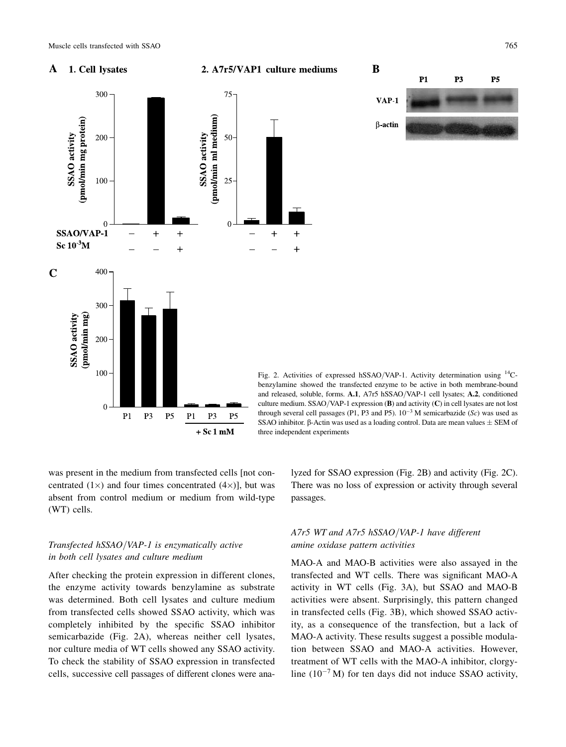Fig. 2. Activities of expressed hSSAO/VAP-1. Activity determination using $^{14}$C-benzylamine showed the transfected enzyme to be active in both membrane-bound and released, soluble, forms. **A.1**, A7r5 hSSAO/VAP-1 cell lysates; **A.2**, conditioned culture medium. SSAO/VAP-1 expression (**B**) and activity (**C**) in cell lysates are not lost through several cell passages (P1, P3 and P5). $10^{-3}$ M semicarbazide (*Sc*) was used as SSAO inhibitor. β-Actin was used as a loading control. Data are mean values ± SEM of three independent experiments

was present in the medium from transfected cells [not concentrated (1×) and four times concentrated (4×)], but was absent from control medium or medium from wild-type (WT) cells.

### *Transfected hSSAO/VAP-1 is enzymatically active in both cell lysates and culture medium*

After checking the protein expression in different clones, the enzyme activity towards benzylamine as substrate was determined. Both cell lysates and culture medium from transfected cells showed SSAO activity, which was completely inhibited by the specific SSAO inhibitor semicarbazide (Fig. 2A), whereas neither cell lysates, nor culture media of WT cells showed any SSAO activity. To check the stability of SSAO expression in transfected cells, successive cell passages of different clones were analyzed for SSAO expression (Fig. 2B) and activity (Fig. 2C). There was no loss of expression or activity through several passages.

### *A7r5 WT and A7r5 hSSAO/VAP-1 have different amine oxidase pattern activities*

MAO-A and MAO-B activities were also assayed in the transfected and WT cells. There was significant MAO-A activity in WT cells (Fig. 3A), but SSAO and MAO-B activities were absent. Surprisingly, this pattern changed in transfected cells (Fig. 3B), which showed SSAO activity, as a consequence of the transfection, but a lack of MAO-A activity. These results suggest a possible modulation between SSAO and MAO-A activities. However, treatment of WT cells with the MAO-A inhibitor, clorgyline ($10^{-7}$ M) for ten days did not induce SSAO activity,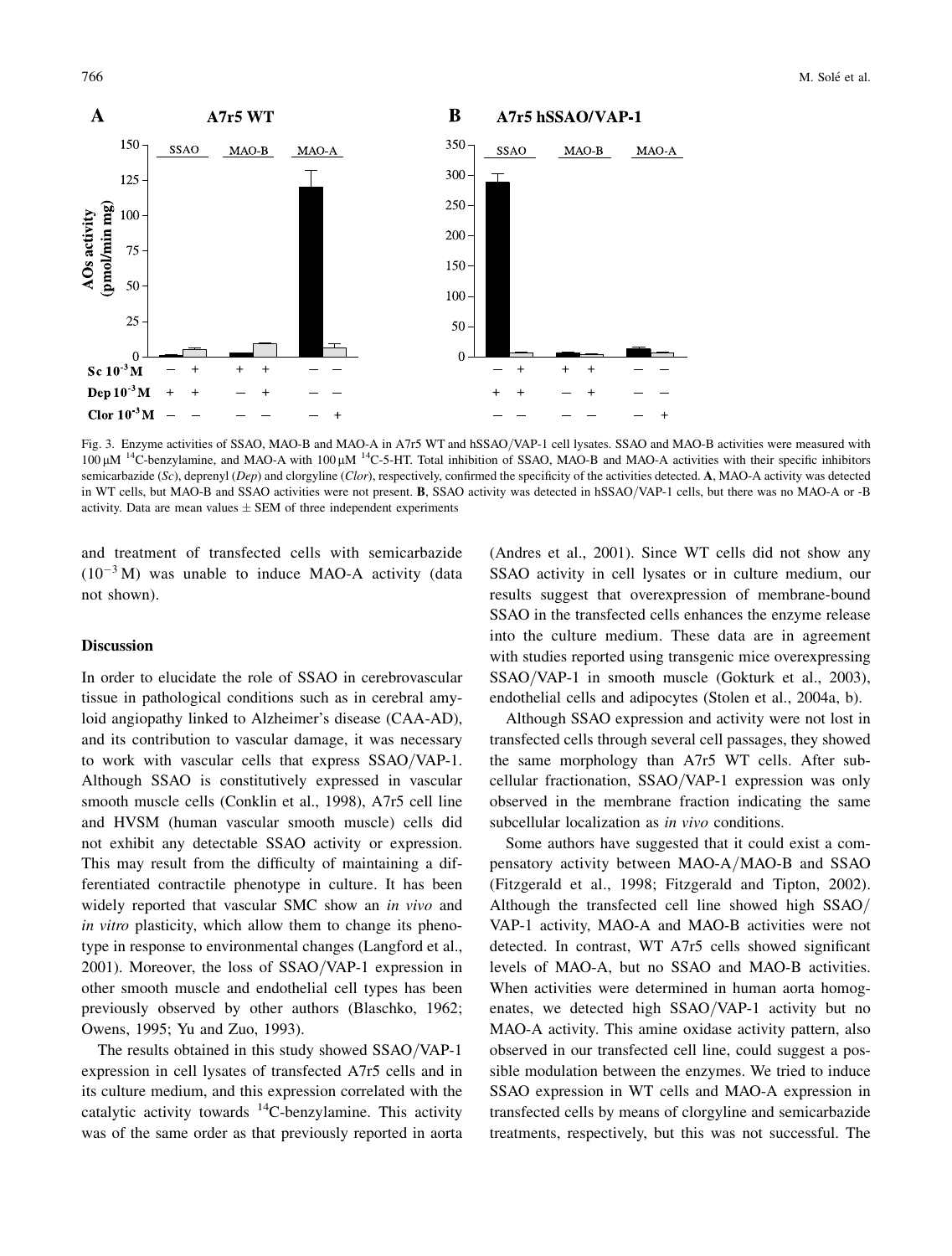Fig. 3. Enzyme activities of SSAO, MAO-B and MAO-A in A7r5 WT and hSSAO/VAP-1 cell lysates. SSAO and MAO-B activities were measured with 100 μM $^{14}$C-benzylamine, and MAO-A with 100 μM $^{14}$C-5-HT. Total inhibition of SSAO, MAO-B and MAO-A activities with their specific inhibitors semicarbazide (*Sc*), deprenyl (*Dep*) and clorgyline (*Clor*), respectively, confirmed the specificity of the activities detected. **A**, MAO-A activity was detected in WT cells, but MAO-B and SSAO activities were not present. **B**, SSAO activity was detected in hSSAO/VAP-1 cells, but there was no MAO-A or -B activity. Data are mean values ± SEM of three independent experiments

and treatment of transfected cells with semicarbazide ($10^{-3}$ M) was unable to induce MAO-A activity (data not shown).

## Discussion

In order to elucidate the role of SSAO in cerebrovascular tissue in pathological conditions such as in cerebral amyloid angiopathy linked to Alzheimer's disease (CAA-AD), and its contribution to vascular damage, it was necessary to work with vascular cells that express SSAO/VAP-1. Although SSAO is constitutively expressed in vascular smooth muscle cells (Conklin et al., 1998), A7r5 cell line and HVSM (human vascular smooth muscle) cells did not exhibit any detectable SSAO activity or expression. This may result from the difficulty of maintaining a differentiated contractile phenotype in culture. It has been widely reported that vascular SMC show an *in vivo* and *in vitro* plasticity, which allow them to change its phenotype in response to environmental changes (Langford et al., 2001). Moreover, the loss of SSAO/VAP-1 expression in other smooth muscle and endothelial cell types has been previously observed by other authors (Blaschko, 1962; Owens, 1995; Yu and Zuo, 1993).

The results obtained in this study showed SSAO/VAP-1 expression in cell lysates of transfected A7r5 cells and in its culture medium, and this expression correlated with the catalytic activity towards $^{14}$C-benzylamine. This activity was of the same order as that previously reported in aorta (Andres et al., 2001). Since WT cells did not show any SSAO activity in cell lysates or in culture medium, our results suggest that overexpression of membrane-bound SSAO in the transfected cells enhances the enzyme release into the culture medium. These data are in agreement with studies reported using transgenic mice overexpressing SSAO/VAP-1 in smooth muscle (Gokturk et al., 2003), endothelial cells and adipocytes (Stolen et al., 2004a, b).

Although SSAO expression and activity were not lost in transfected cells through several cell passages, they showed the same morphology than A7r5 WT cells. After subcellular fractionation, SSAO/VAP-1 expression was only observed in the membrane fraction indicating the same subcellular localization as *in vivo* conditions.

Some authors have suggested that it could exist a compensatory activity between MAO-A/MAO-B and SSAO (Fitzgerald et al., 1998; Fitzgerald and Tipton, 2002). Although the transfected cell line showed high SSAO/VAP-1 activity, MAO-A and MAO-B activities were not detected. In contrast, WT A7r5 cells showed significant levels of MAO-A, but no SSAO and MAO-B activities. When activities were determined in human aorta homogenates, we detected high SSAO/VAP-1 activity but no MAO-A activity. This amine oxidase activity pattern, also observed in our transfected cell line, could suggest a possible modulation between the enzymes. We tried to induce SSAO expression in WT cells and MAO-A expression in transfected cells by means of clorgyline and semicarbazide treatments, respectively, but this was not successful. The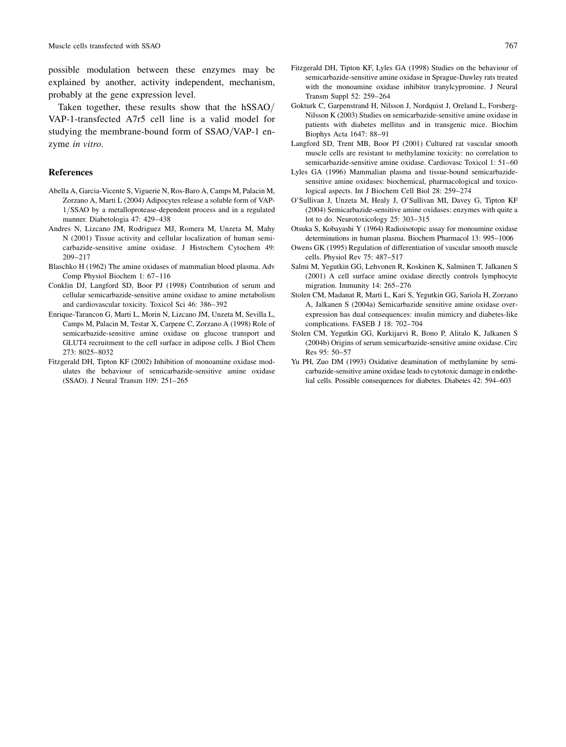possible modulation between these enzymes may be explained by another, activity independent, mechanism, probably at the gene expression level.

Taken together, these results show that the hSSAO/VAP-1-transfected A7r5 cell line is a valid model for studying the membrane-bound form of SSAO/VAP-1 enzyme *in vitro*.

## References

Abella A, Garcia-Vicente S, Viguerie N, Ros-Baro A, Camps M, Palacin M, Zorzano A, Marti L (2004) Adipocytes release a soluble form of VAP-1/SSAO by a metalloprotease-dependent process and in a regulated manner. Diabetologia 47: 429–438

Andres N, Lizcano JM, Rodriguez MJ, Romera M, Unzeta M, Mahy N (2001) Tissue activity and cellular localization of human semicarbazide-sensitive amine oxidase. J Histochem Cytochem 49: 209–217

Blaschko H (1962) The amine oxidases of mammalian blood plasma. Adv Comp Physiol Biochem 1: 67–116

Conklin DJ, Langford SD, Boor PJ (1998) Contribution of serum and cellular semicarbazide-sensitive amine oxidase to amine metabolism and cardiovascular toxicity. Toxicol Sci 46: 386–392

Enrique-Tarancon G, Marti L, Morin N, Lizcano JM, Unzeta M, Sevilla L, Camps M, Palacin M, Testar X, Carpene C, Zorzano A (1998) Role of semicarbazide-sensitive amine oxidase on glucose transport and GLUT4 recruitment to the cell surface in adipose cells. J Biol Chem 273: 8025–8032

Fitzgerald DH, Tipton KF (2002) Inhibition of monoamine oxidase modulates the behaviour of semicarbazide-sensitive amine oxidase (SSAO). J Neural Transm 109: 251–265

Fitzgerald DH, Tipton KF, Lyles GA (1998) Studies on the behaviour of semicarbazide-sensitive amine oxidase in Sprague-Dawley rats treated with the monoamine oxidase inhibitor tranylcypromine. J Neural Transm Suppl 52: 259–264

Gokturk C, Garpenstrand H, Nilsson J, Nordquist J, Oreland L, Forsberg-Nilsson K (2003) Studies on semicarbazide-sensitive amine oxidase in patients with diabetes mellitus and in transgenic mice. Biochim Biophys Acta 1647: 88–91

Langford SD, Trent MB, Boor PJ (2001) Cultured rat vascular smooth muscle cells are resistant to methylamine toxicity: no correlation to semicarbazide-sensitive amine oxidase. Cardiovasc Toxicol 1: 51–60

Lyles GA (1996) Mammalian plasma and tissue-bound semicarbazide-sensitive amine oxidases: biochemical, pharmacological and toxicological aspects. Int J Biochem Cell Biol 28: 259–274

O'Sullivan J, Unzeta M, Healy J, O'Sullivan MI, Davey G, Tipton KF (2004) Semicarbazide-sensitive amine oxidases: enzymes with quite a lot to do. Neurotoxicology 25: 303–315

Otsuka S, Kobayashi Y (1964) Radioisotopic assay for monoamine oxidase determinations in human plasma. Biochem Pharmacol 13: 995–1006

Owens GK (1995) Regulation of differentiation of vascular smooth muscle cells. Physiol Rev 75: 487–517

Salmi M, Yegutkin GG, Lehvonen R, Koskinen K, Salminen T, Jalkanen S (2001) A cell surface amine oxidase directly controls lymphocyte migration. Immunity 14: 265–276

Stolen CM, Madanat R, Marti L, Kari S, Yegutkin GG, Sariola H, Zorzano A, Jalkanen S (2004a) Semicarbazide sensitive amine oxidase overexpression has dual consequences: insulin mimicry and diabetes-like complications. FASEB J 18: 702–704

Stolen CM, Yegutkin GG, Kurkijarvi R, Bono P, Alitalo K, Jalkanen S (2004b) Origins of serum semicarbazide-sensitive amine oxidase. Circ Res 95: 50–57

Yu PH, Zuo DM (1993) Oxidative deamination of methylamine by semicarbazide-sensitive amine oxidase leads to cytotoxic damage in endothelial cells. Possible consequences for diabetes. Diabetes 42: 594–603